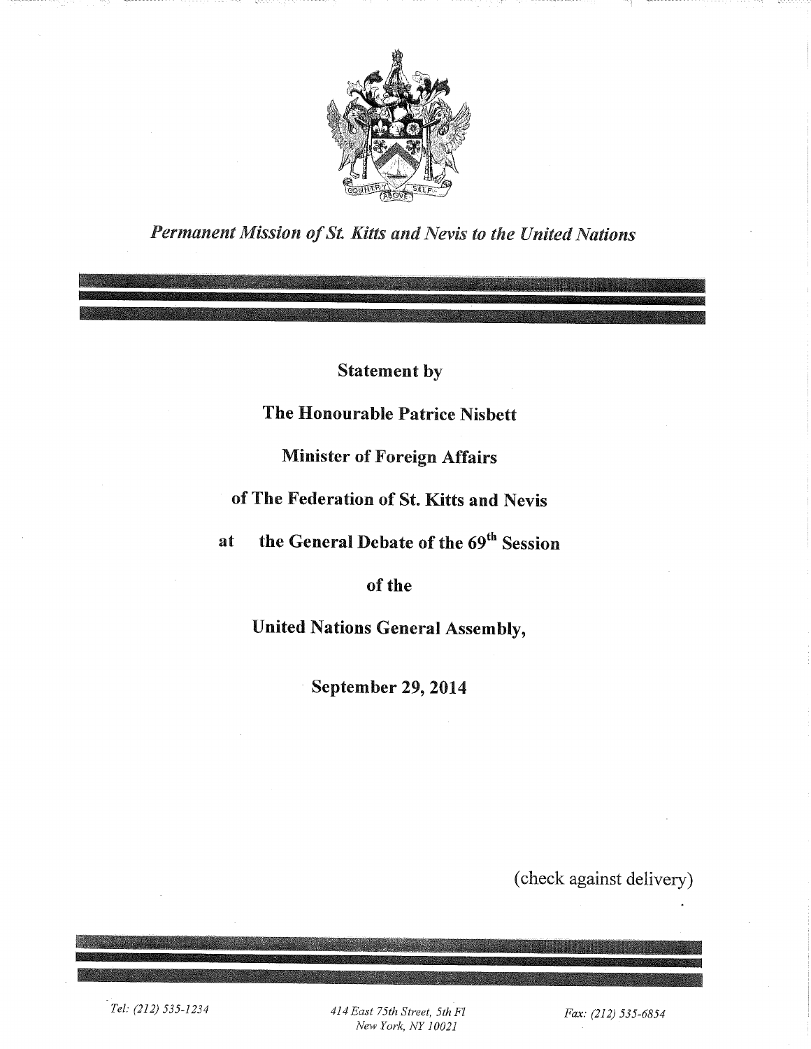COUNTRY ABOVE SELF

*Permanent Mission of St. Kitts and Nevis to the United Nations*

**Statement by**

**The Honourable Patrice Nisbett**

**Minister of Foreign Affairs**

**of The Federation of St. Kitts and Nevis**

**at the General Debate of the 69th Session**

**of the**

**United Nations General Assembly,**

**September 29, 2014**

(check against delivery)

*Tel: (212) 535-1234* | *414 East 75th Street, 5th Fl New York, NY 10021* | *Fax: (212) 535-6854*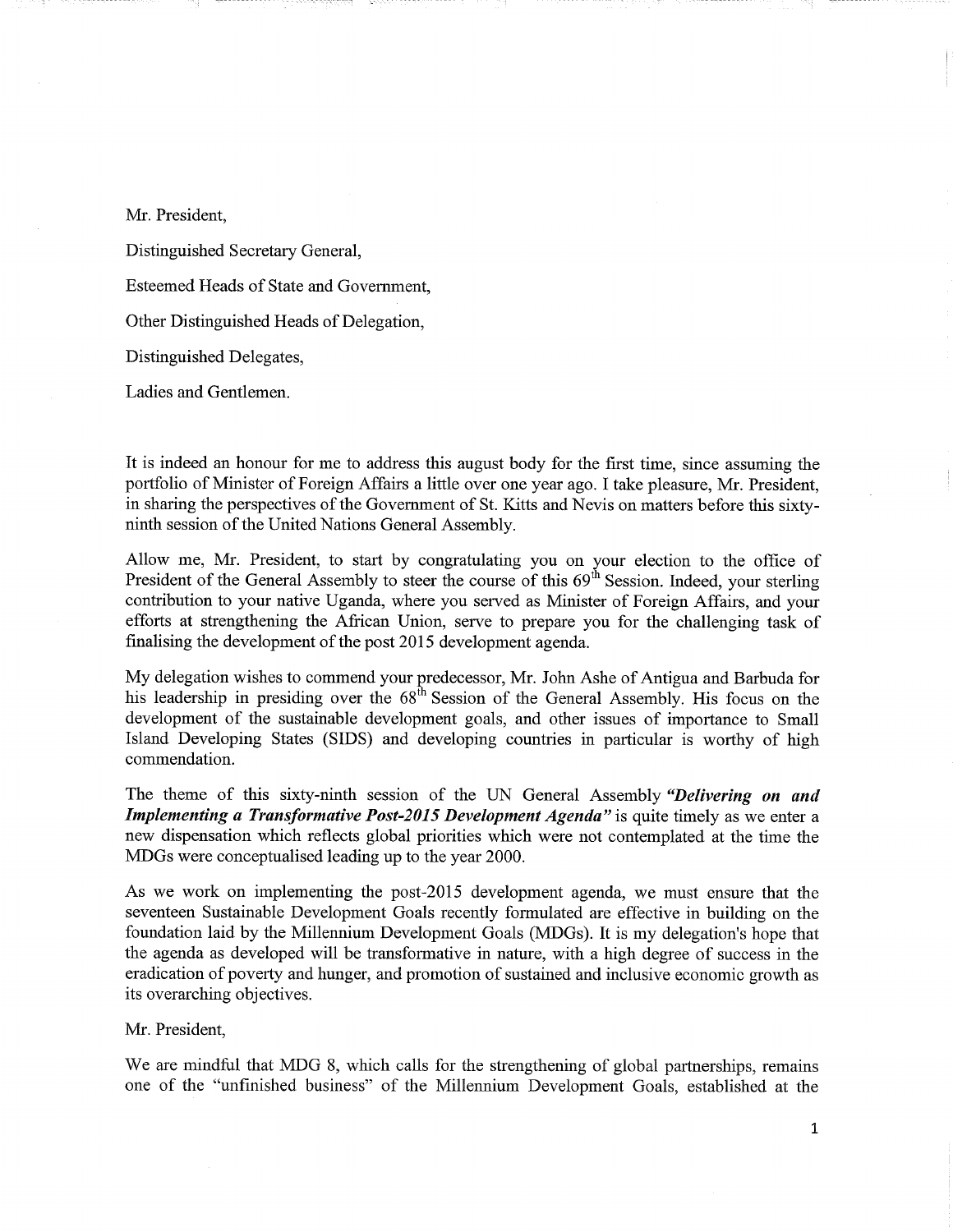Mr. President,

Distinguished Secretary General,

Esteemed Heads of State and Government,

Other Distinguished Heads of Delegation,

Distinguished Delegates,

Ladies and Gentlemen.

It is indeed an honour for me to address this august body for the first time, since assuming the portfolio of Minister of Foreign Affairs a little over one year ago. I take pleasure, Mr. President, in sharing the perspectives of the Government of St. Kitts and Nevis on matters before this sixty-ninth session of the United Nations General Assembly.

Allow me, Mr. President, to start by congratulating you on your election to the office of President of the General Assembly to steer the course of this 69th Session. Indeed, your sterling contribution to your native Uganda, where you served as Minister of Foreign Affairs, and your efforts at strengthening the African Union, serve to prepare you for the challenging task of finalising the development of the post 2015 development agenda.

My delegation wishes to commend your predecessor, Mr. John Ashe of Antigua and Barbuda for his leadership in presiding over the 68th Session of the General Assembly. His focus on the development of the sustainable development goals, and other issues of importance to Small Island Developing States (SIDS) and developing countries in particular is worthy of high commendation.

The theme of this sixty-ninth session of the UN General Assembly ***"Delivering on and Implementing a Transformative Post-2015 Development Agenda"*** is quite timely as we enter a new dispensation which reflects global priorities which were not contemplated at the time the MDGs were conceptualised leading up to the year 2000.

As we work on implementing the post-2015 development agenda, we must ensure that the seventeen Sustainable Development Goals recently formulated are effective in building on the foundation laid by the Millennium Development Goals (MDGs). It is my delegation's hope that the agenda as developed will be transformative in nature, with a high degree of success in the eradication of poverty and hunger, and promotion of sustained and inclusive economic growth as its overarching objectives.

Mr. President,

We are mindful that MDG 8, which calls for the strengthening of global partnerships, remains one of the "unfinished business" of the Millennium Development Goals, established at the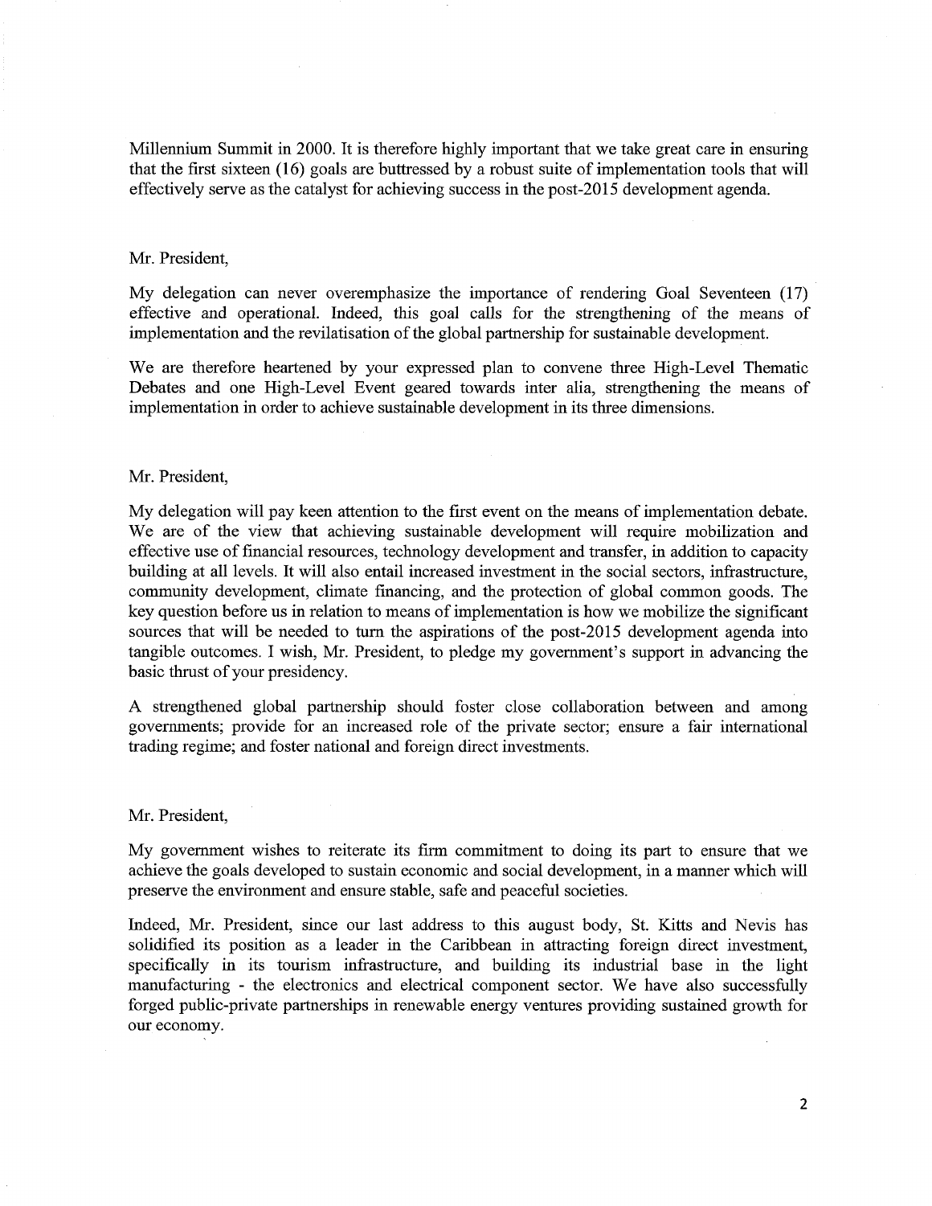Millennium Summit in 2000. It is therefore highly important that we take great care in ensuring that the first sixteen (16) goals are buttressed by a robust suite of implementation tools that will effectively serve as the catalyst for achieving success in the post-2015 development agenda.

Mr. President,

My delegation can never overemphasize the importance of rendering Goal Seventeen (17) effective and operational. Indeed, this goal calls for the strengthening of the means of implementation and the revilatisation of the global partnership for sustainable development.

We are therefore heartened by your expressed plan to convene three High-Level Thematic Debates and one High-Level Event geared towards inter alia, strengthening the means of implementation in order to achieve sustainable development in its three dimensions.

Mr. President,

My delegation will pay keen attention to the first event on the means of implementation debate. We are of the view that achieving sustainable development will require mobilization and effective use of financial resources, technology development and transfer, in addition to capacity building at all levels. It will also entail increased investment in the social sectors, infrastructure, community development, climate financing, and the protection of global common goods. The key question before us in relation to means of implementation is how we mobilize the significant sources that will be needed to turn the aspirations of the post-2015 development agenda into tangible outcomes. I wish, Mr. President, to pledge my government's support in advancing the basic thrust of your presidency.

A strengthened global partnership should foster close collaboration between and among governments; provide for an increased role of the private sector; ensure a fair international trading regime; and foster national and foreign direct investments.

Mr. President,

My government wishes to reiterate its firm commitment to doing its part to ensure that we achieve the goals developed to sustain economic and social development, in a manner which will preserve the environment and ensure stable, safe and peaceful societies.

Indeed, Mr. President, since our last address to this august body, St. Kitts and Nevis has solidified its position as a leader in the Caribbean in attracting foreign direct investment, specifically in its tourism infrastructure, and building its industrial base in the light manufacturing - the electronics and electrical component sector. We have also successfully forged public-private partnerships in renewable energy ventures providing sustained growth for our economy.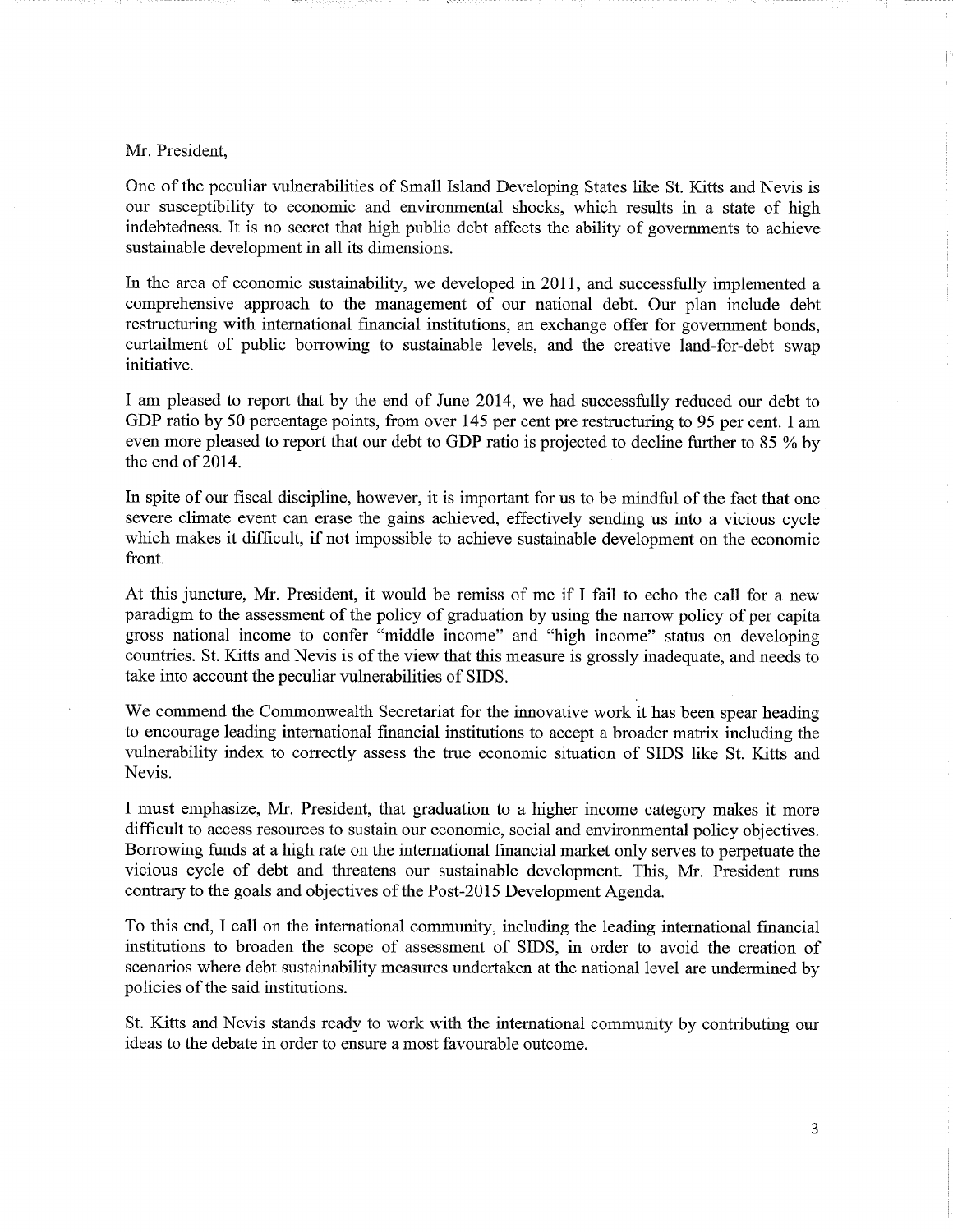Mr. President,

One of the peculiar vulnerabilities of Small Island Developing States like St. Kitts and Nevis is our susceptibility to economic and environmental shocks, which results in a state of high indebtedness. It is no secret that high public debt affects the ability of governments to achieve sustainable development in all its dimensions.

In the area of economic sustainability, we developed in 2011, and successfully implemented a comprehensive approach to the management of our national debt. Our plan include debt restructuring with international financial institutions, an exchange offer for government bonds, curtailment of public borrowing to sustainable levels, and the creative land-for-debt swap initiative.

I am pleased to report that by the end of June 2014, we had successfully reduced our debt to GDP ratio by 50 percentage points, from over 145 per cent pre restructuring to 95 per cent. I am even more pleased to report that our debt to GDP ratio is projected to decline further to 85 % by the end of 2014.

In spite of our fiscal discipline, however, it is important for us to be mindful of the fact that one severe climate event can erase the gains achieved, effectively sending us into a vicious cycle which makes it difficult, if not impossible to achieve sustainable development on the economic front.

At this juncture, Mr. President, it would be remiss of me if I fail to echo the call for a new paradigm to the assessment of the policy of graduation by using the narrow policy of per capita gross national income to confer "middle income" and "high income" status on developing countries. St. Kitts and Nevis is of the view that this measure is grossly inadequate, and needs to take into account the peculiar vulnerabilities of SIDS.

We commend the Commonwealth Secretariat for the innovative work it has been spear heading to encourage leading international financial institutions to accept a broader matrix including the vulnerability index to correctly assess the true economic situation of SIDS like St. Kitts and Nevis.

I must emphasize, Mr. President, that graduation to a higher income category makes it more difficult to access resources to sustain our economic, social and environmental policy objectives. Borrowing funds at a high rate on the international financial market only serves to perpetuate the vicious cycle of debt and threatens our sustainable development. This, Mr. President runs contrary to the goals and objectives of the Post-2015 Development Agenda.

To this end, I call on the international community, including the leading international financial institutions to broaden the scope of assessment of SIDS, in order to avoid the creation of scenarios where debt sustainability measures undertaken at the national level are undermined by policies of the said institutions.

St. Kitts and Nevis stands ready to work with the international community by contributing our ideas to the debate in order to ensure a most favourable outcome.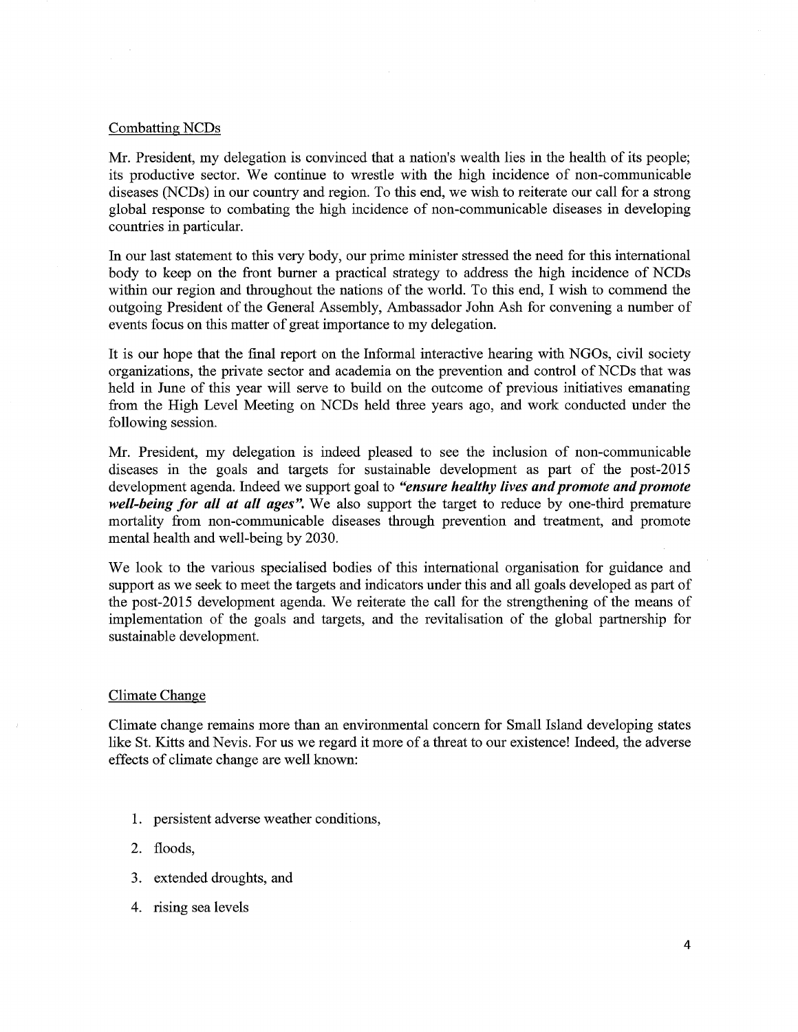Combatting NCDs

Mr. President, my delegation is convinced that a nation's wealth lies in the health of its people; its productive sector. We continue to wrestle with the high incidence of non-communicable diseases (NCDs) in our country and region. To this end, we wish to reiterate our call for a strong global response to combating the high incidence of non-communicable diseases in developing countries in particular.

In our last statement to this very body, our prime minister stressed the need for this international body to keep on the front burner a practical strategy to address the high incidence of NCDs within our region and throughout the nations of the world. To this end, I wish to commend the outgoing President of the General Assembly, Ambassador John Ash for convening a number of events focus on this matter of great importance to my delegation.

It is our hope that the final report on the Informal interactive hearing with NGOs, civil society organizations, the private sector and academia on the prevention and control of NCDs that was held in June of this year will serve to build on the outcome of previous initiatives emanating from the High Level Meeting on NCDs held three years ago, and work conducted under the following session.

Mr. President, my delegation is indeed pleased to see the inclusion of non-communicable diseases in the goals and targets for sustainable development as part of the post-2015 development agenda. Indeed we support goal to ***"ensure healthy lives and promote and promote well-being for all at all ages"***. We also support the target to reduce by one-third premature mortality from non-communicable diseases through prevention and treatment, and promote mental health and well-being by 2030.

We look to the various specialised bodies of this international organisation for guidance and support as we seek to meet the targets and indicators under this and all goals developed as part of the post-2015 development agenda. We reiterate the call for the strengthening of the means of implementation of the goals and targets, and the revitalisation of the global partnership for sustainable development.

Climate Change

Climate change remains more than an environmental concern for Small Island developing states like St. Kitts and Nevis. For us we regard it more of a threat to our existence! Indeed, the adverse effects of climate change are well known:

1. persistent adverse weather conditions,
2. floods,
3. extended droughts, and
4. rising sea levels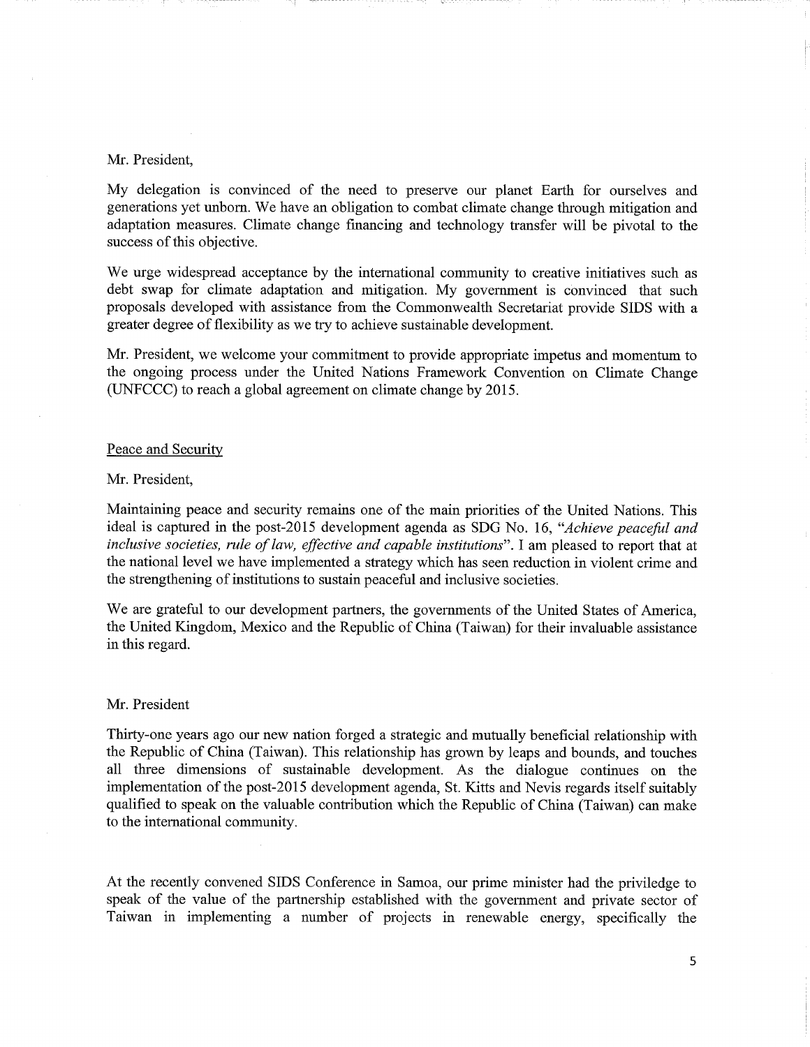Mr. President,

My delegation is convinced of the need to preserve our planet Earth for ourselves and generations yet unborn. We have an obligation to combat climate change through mitigation and adaptation measures. Climate change financing and technology transfer will be pivotal to the success of this objective.

We urge widespread acceptance by the international community to creative initiatives such as debt swap for climate adaptation and mitigation. My government is convinced that such proposals developed with assistance from the Commonwealth Secretariat provide SIDS with a greater degree of flexibility as we try to achieve sustainable development.

Mr. President, we welcome your commitment to provide appropriate impetus and momentum to the ongoing process under the United Nations Framework Convention on Climate Change (UNFCCC) to reach a global agreement on climate change by 2015.

Peace and Security

Mr. President,

Maintaining peace and security remains one of the main priorities of the United Nations. This ideal is captured in the post-2015 development agenda as SDG No. 16, "*Achieve peaceful and inclusive societies, rule of law, effective and capable institutions*". I am pleased to report that at the national level we have implemented a strategy which has seen reduction in violent crime and the strengthening of institutions to sustain peaceful and inclusive societies.

We are grateful to our development partners, the governments of the United States of America, the United Kingdom, Mexico and the Republic of China (Taiwan) for their invaluable assistance in this regard.

Mr. President

Thirty-one years ago our new nation forged a strategic and mutually beneficial relationship with the Republic of China (Taiwan). This relationship has grown by leaps and bounds, and touches all three dimensions of sustainable development. As the dialogue continues on the implementation of the post-2015 development agenda, St. Kitts and Nevis regards itself suitably qualified to speak on the valuable contribution which the Republic of China (Taiwan) can make to the international community.

At the recently convened SIDS Conference in Samoa, our prime minister had the priviledge to speak of the value of the partnership established with the government and private sector of Taiwan in implementing a number of projects in renewable energy, specifically the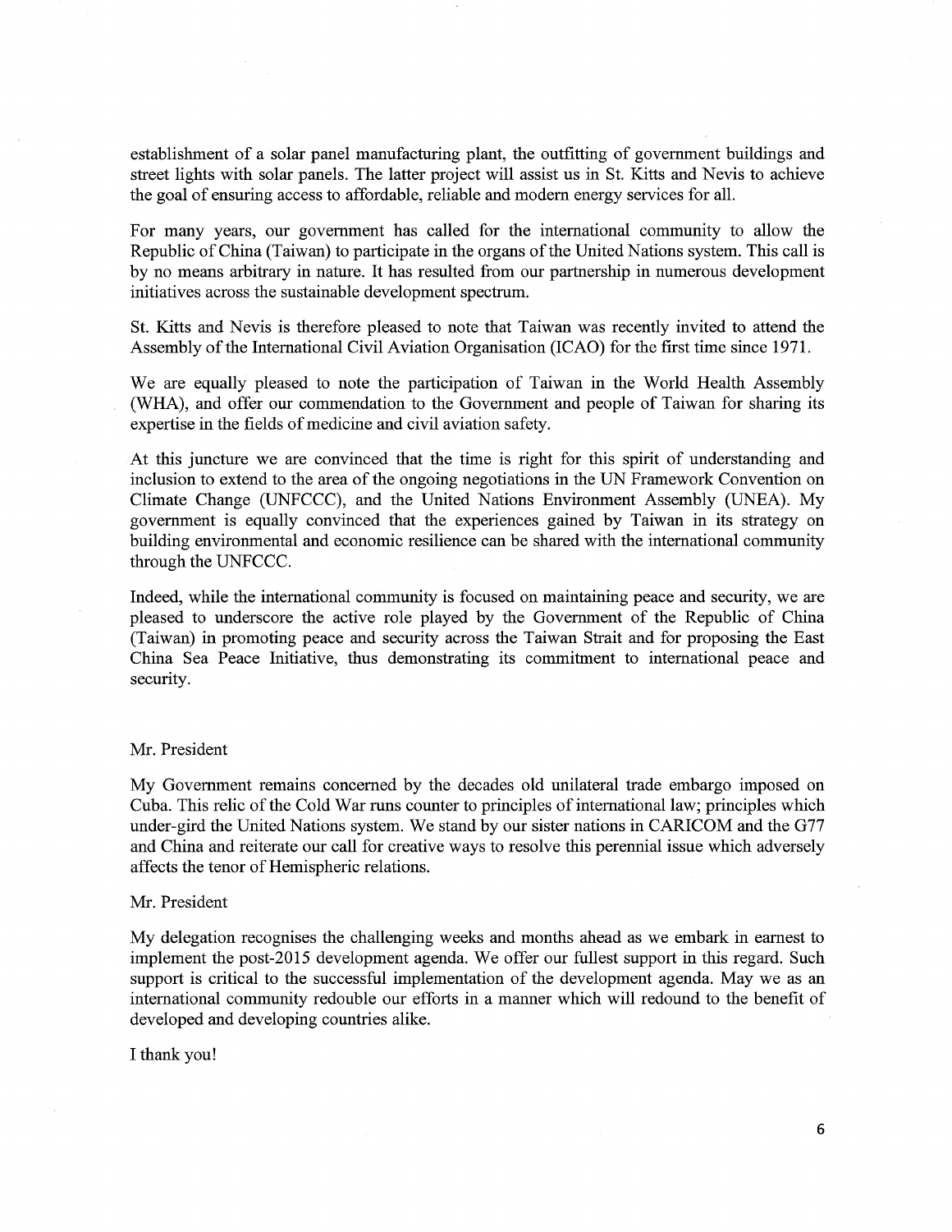establishment of a solar panel manufacturing plant, the outfitting of government buildings and street lights with solar panels. The latter project will assist us in St. Kitts and Nevis to achieve the goal of ensuring access to affordable, reliable and modern energy services for all.

For many years, our government has called for the international community to allow the Republic of China (Taiwan) to participate in the organs of the United Nations system. This call is by no means arbitrary in nature. It has resulted from our partnership in numerous development initiatives across the sustainable development spectrum.

St. Kitts and Nevis is therefore pleased to note that Taiwan was recently invited to attend the Assembly of the International Civil Aviation Organisation (ICAO) for the first time since 1971.

We are equally pleased to note the participation of Taiwan in the World Health Assembly (WHA), and offer our commendation to the Government and people of Taiwan for sharing its expertise in the fields of medicine and civil aviation safety.

At this juncture we are convinced that the time is right for this spirit of understanding and inclusion to extend to the area of the ongoing negotiations in the UN Framework Convention on Climate Change (UNFCCC), and the United Nations Environment Assembly (UNEA). My government is equally convinced that the experiences gained by Taiwan in its strategy on building environmental and economic resilience can be shared with the international community through the UNFCCC.

Indeed, while the international community is focused on maintaining peace and security, we are pleased to underscore the active role played by the Government of the Republic of China (Taiwan) in promoting peace and security across the Taiwan Strait and for proposing the East China Sea Peace Initiative, thus demonstrating its commitment to international peace and security.

Mr. President

My Government remains concerned by the decades old unilateral trade embargo imposed on Cuba. This relic of the Cold War runs counter to principles of international law; principles which under-gird the United Nations system. We stand by our sister nations in CARICOM and the G77 and China and reiterate our call for creative ways to resolve this perennial issue which adversely affects the tenor of Hemispheric relations.

Mr. President

My delegation recognises the challenging weeks and months ahead as we embark in earnest to implement the post-2015 development agenda. We offer our fullest support in this regard. Such support is critical to the successful implementation of the development agenda. May we as an international community redouble our efforts in a manner which will redound to the benefit of developed and developing countries alike.

I thank you!